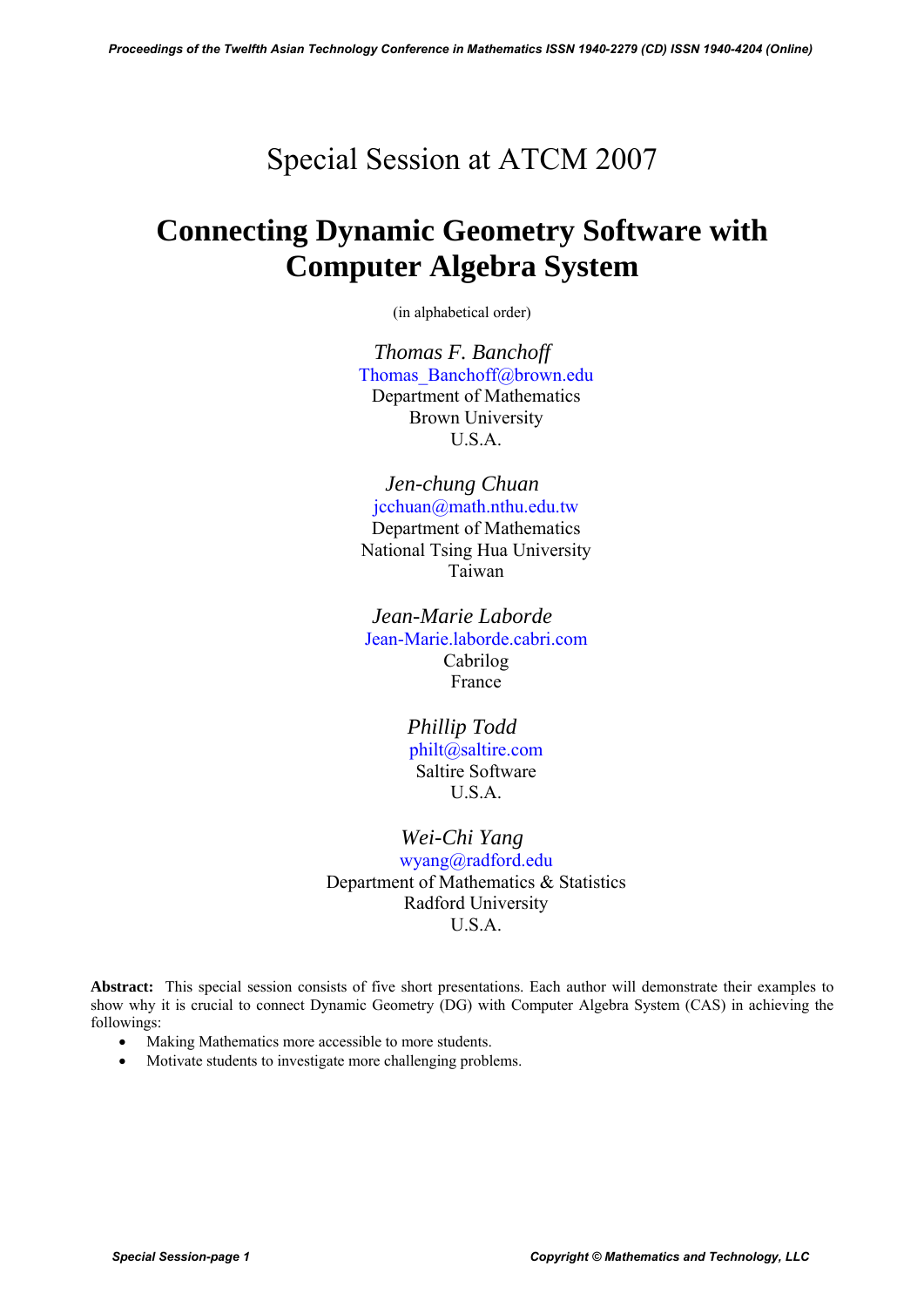# Special Session at ATCM 2007

## Connecting Dynamic Geometry Software with Computer Algebra System

(in alphabetical order)

*Thomas F. Banchoff*
Thomas_Banchoff@brown.edu
Department of Mathematics
Brown University
U.S.A.

*Jen-chung Chuan*
jcchuan@math.nthu.edu.tw
Department of Mathematics
National Tsing Hua University
Taiwan

*Jean-Marie Laborde*
Jean-Marie.laborde.cabri.com
Cabrilog
France

*Phillip Todd*
philt@saltire.com
Saltire Software
U.S.A.

*Wei-Chi Yang*
wyang@radford.edu
Department of Mathematics & Statistics
Radford University
U.S.A.

**Abstract:** This special session consists of five short presentations. Each author will demonstrate their examples to show why it is crucial to connect Dynamic Geometry (DG) with Computer Algebra System (CAS) in achieving the followings:

- Making Mathematics more accessible to more students.
- Motivate students to investigate more challenging problems.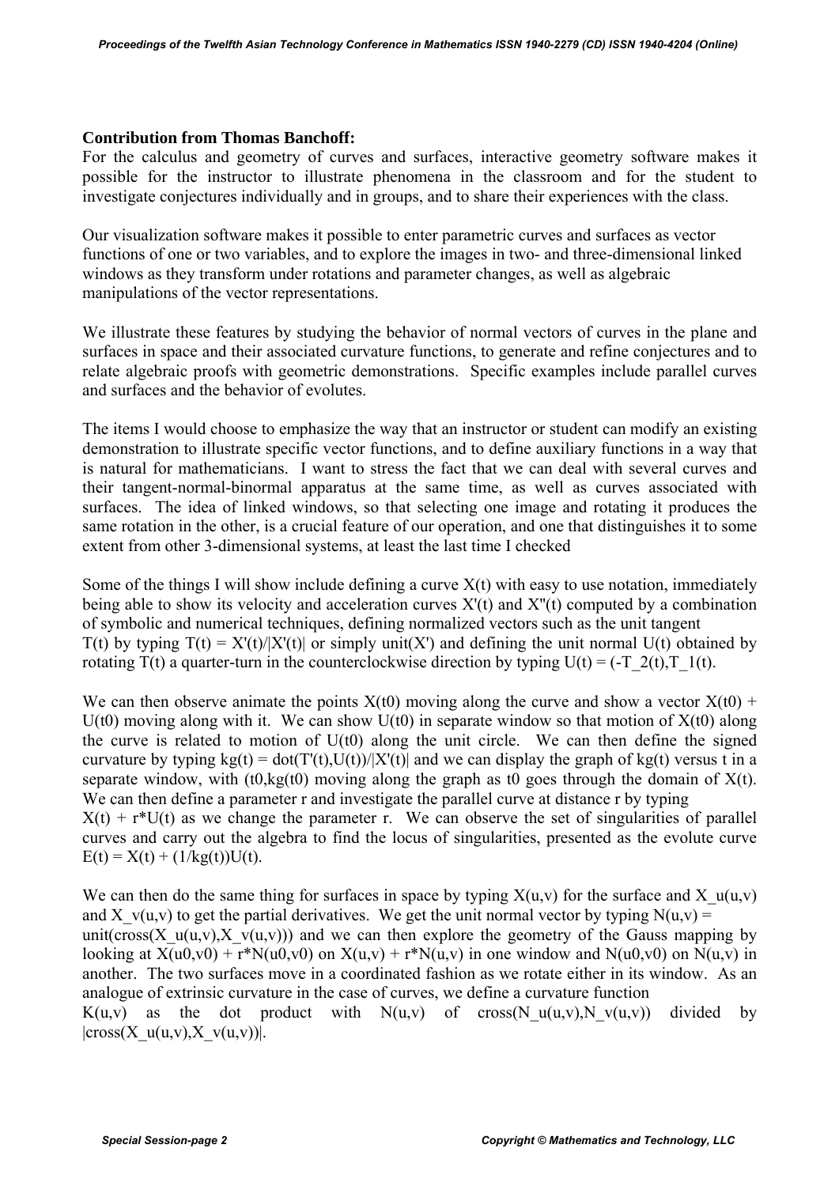**Contribution from Thomas Banchoff:**

For the calculus and geometry of curves and surfaces, interactive geometry software makes it possible for the instructor to illustrate phenomena in the classroom and for the student to investigate conjectures individually and in groups, and to share their experiences with the class.

Our visualization software makes it possible to enter parametric curves and surfaces as vector functions of one or two variables, and to explore the images in two- and three-dimensional linked windows as they transform under rotations and parameter changes, as well as algebraic manipulations of the vector representations.

We illustrate these features by studying the behavior of normal vectors of curves in the plane and surfaces in space and their associated curvature functions, to generate and refine conjectures and to relate algebraic proofs with geometric demonstrations. Specific examples include parallel curves and surfaces and the behavior of evolutes.

The items I would choose to emphasize the way that an instructor or student can modify an existing demonstration to illustrate specific vector functions, and to define auxiliary functions in a way that is natural for mathematicians. I want to stress the fact that we can deal with several curves and their tangent-normal-binormal apparatus at the same time, as well as curves associated with surfaces. The idea of linked windows, so that selecting one image and rotating it produces the same rotation in the other, is a crucial feature of our operation, and one that distinguishes it to some extent from other 3-dimensional systems, at least the last time I checked

Some of the things I will show include defining a curve X(t) with easy to use notation, immediately being able to show its velocity and acceleration curves X'(t) and X''(t) computed by a combination of symbolic and numerical techniques, defining normalized vectors such as the unit tangent T(t) by typing T(t) = X'(t)/|X'(t)| or simply unit(X') and defining the unit normal U(t) obtained by rotating T(t) a quarter-turn in the counterclockwise direction by typing U(t) = (-T_2(t),T_1(t).

We can then observe animate the points X(t0) moving along the curve and show a vector X(t0) + U(t0) moving along with it. We can show U(t0) in separate window so that motion of X(t0) along the curve is related to motion of U(t0) along the unit circle. We can then define the signed curvature by typing kg(t) = dot(T'(t),U(t))/|X'(t)| and we can display the graph of kg(t) versus t in a separate window, with (t0,kg(t0) moving along the graph as t0 goes through the domain of X(t). We can then define a parameter r and investigate the parallel curve at distance r by typing X(t) + r*U(t) as we change the parameter r. We can observe the set of singularities of parallel curves and carry out the algebra to find the locus of singularities, presented as the evolute curve E(t) = X(t) + (1/kg(t))U(t).

We can then do the same thing for surfaces in space by typing X(u,v) for the surface and X_u(u,v) and X_v(u,v) to get the partial derivatives. We get the unit normal vector by typing N(u,v) = unit(cross(X_u(u,v),X_v(u,v))) and we can then explore the geometry of the Gauss mapping by looking at X(u0,v0) + r*N(u0,v0) on X(u,v) + r*N(u,v) in one window and N(u0,v0) on N(u,v) in another. The two surfaces move in a coordinated fashion as we rotate either in its window. As an analogue of extrinsic curvature in the case of curves, we define a curvature function K(u,v) as the dot product with N(u,v) of cross(N_u(u,v),N_v(u,v)) divided by |cross(X_u(u,v),X_v(u,v))|.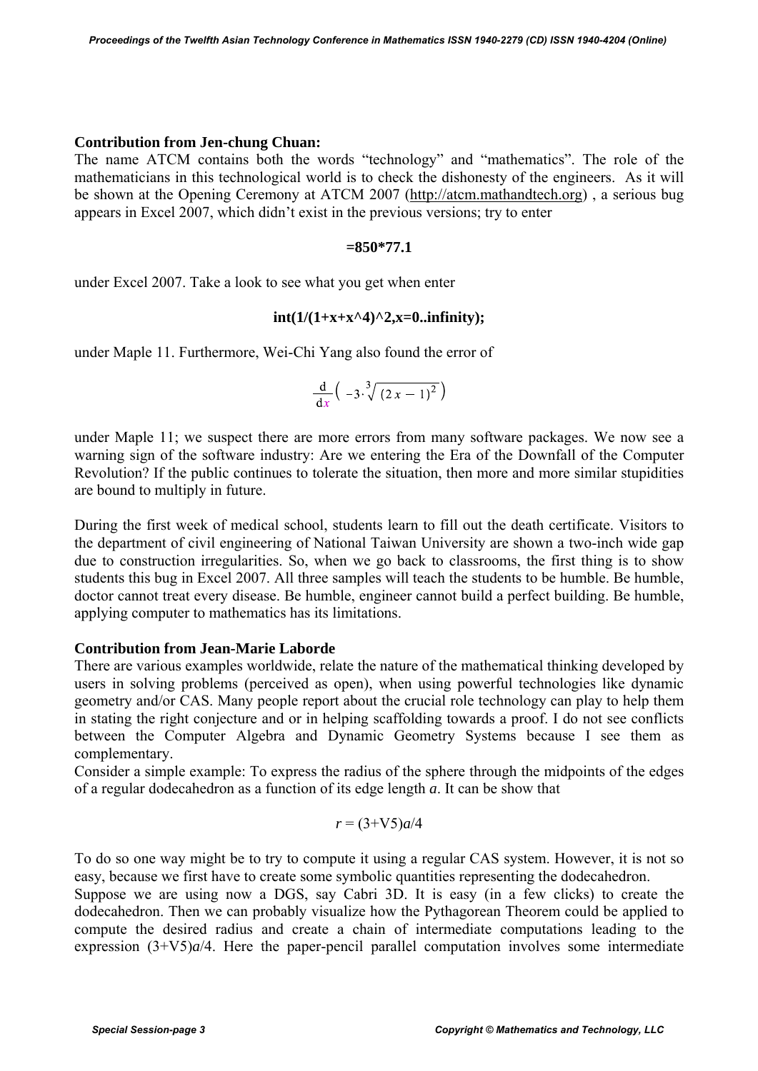**Contribution from Jen-chung Chuan:**

The name ATCM contains both the words "technology" and "mathematics". The role of the mathematicians in this technological world is to check the dishonesty of the engineers. As it will be shown at the Opening Ceremony at ATCM 2007 (http://atcm.mathandtech.org) , a serious bug appears in Excel 2007, which didn't exist in the previous versions; try to enter

**=850*77.1**

under Excel 2007. Take a look to see what you get when enter

**int(1/(1+x+x^4)^2,x=0..infinity);**

under Maple 11. Furthermore, Wei-Chi Yang also found the error of

$$\frac{d}{dx}\left(-3\cdot\sqrt[3]{(2x-1)^2}\right)$$

under Maple 11; we suspect there are more errors from many software packages. We now see a warning sign of the software industry: Are we entering the Era of the Downfall of the Computer Revolution? If the public continues to tolerate the situation, then more and more similar stupidities are bound to multiply in future.

During the first week of medical school, students learn to fill out the death certificate. Visitors to the department of civil engineering of National Taiwan University are shown a two-inch wide gap due to construction irregularities. So, when we go back to classrooms, the first thing is to show students this bug in Excel 2007. All three samples will teach the students to be humble. Be humble, doctor cannot treat every disease. Be humble, engineer cannot build a perfect building. Be humble, applying computer to mathematics has its limitations.

**Contribution from Jean-Marie Laborde**

There are various examples worldwide, relate the nature of the mathematical thinking developed by users in solving problems (perceived as open), when using powerful technologies like dynamic geometry and/or CAS. Many people report about the crucial role technology can play to help them in stating the right conjecture and or in helping scaffolding towards a proof. I do not see conflicts between the Computer Algebra and Dynamic Geometry Systems because I see them as complementary.

Consider a simple example: To express the radius of the sphere through the midpoints of the edges of a regular dodecahedron as a function of its edge length *a*. It can be show that

$$r = (3+V5)a/4$$

To do so one way might be to try to compute it using a regular CAS system. However, it is not so easy, because we first have to create some symbolic quantities representing the dodecahedron.

Suppose we are using now a DGS, say Cabri 3D. It is easy (in a few clicks) to create the dodecahedron. Then we can probably visualize how the Pythagorean Theorem could be applied to compute the desired radius and create a chain of intermediate computations leading to the expression $(3+V5)a/4$. Here the paper-pencil parallel computation involves some intermediate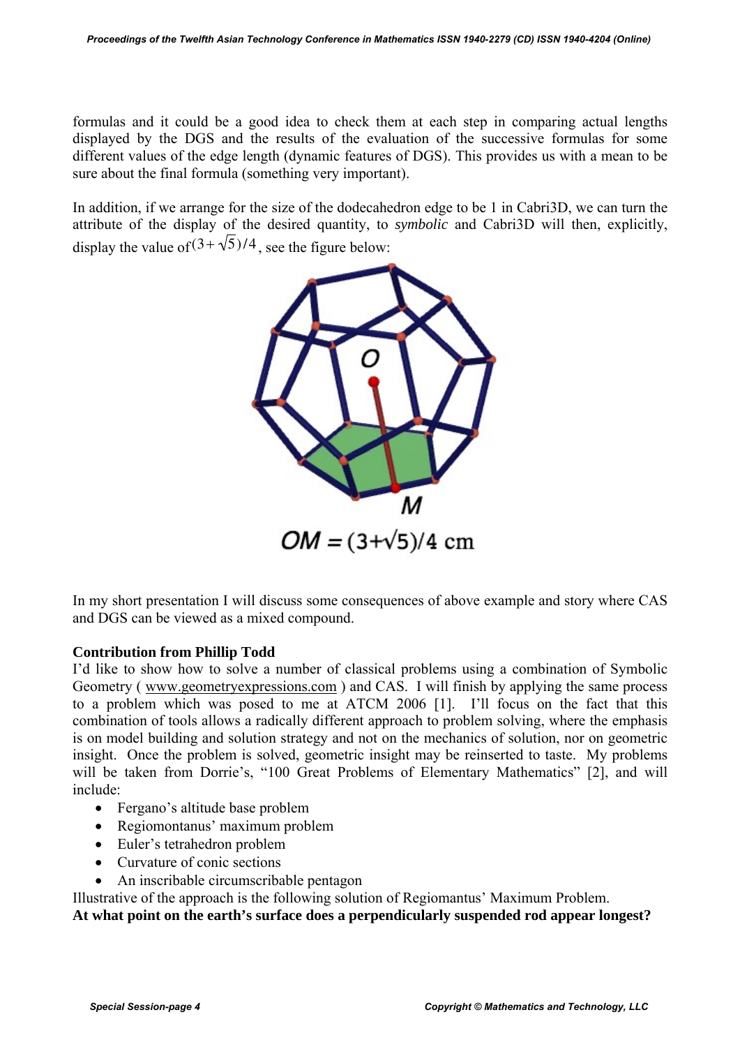formulas and it could be a good idea to check them at each step in comparing actual lengths displayed by the DGS and the results of the evaluation of the successive formulas for some different values of the edge length (dynamic features of DGS). This provides us with a mean to be sure about the final formula (something very important).

In addition, if we arrange for the size of the dodecahedron edge to be 1 in Cabri3D, we can turn the attribute of the display of the desired quantity, to *symbolic* and Cabri3D will then, explicitly, display the value of $(3+\sqrt{5})/4$, see the figure below:

O

M

$OM = (3+\sqrt{5})/4$ cm

In my short presentation I will discuss some consequences of above example and story where CAS and DGS can be viewed as a mixed compound.

**Contribution from Phillip Todd**

I'd like to show how to solve a number of classical problems using a combination of Symbolic Geometry ( www.geometryexpressions.com ) and CAS. I will finish by applying the same process to a problem which was posed to me at ATCM 2006 [1]. I'll focus on the fact that this combination of tools allows a radically different approach to problem solving, where the emphasis is on model building and solution strategy and not on the mechanics of solution, nor on geometric insight. Once the problem is solved, geometric insight may be reinserted to taste. My problems will be taken from Dorrie's, "100 Great Problems of Elementary Mathematics" [2], and will include:

- Fergano's altitude base problem
- Regiomontanus' maximum problem
- Euler's tetrahedron problem
- Curvature of conic sections
- An inscribable circumscribable pentagon

Illustrative of the approach is the following solution of Regiomantus' Maximum Problem.

**At what point on the earth's surface does a perpendicularly suspended rod appear longest?**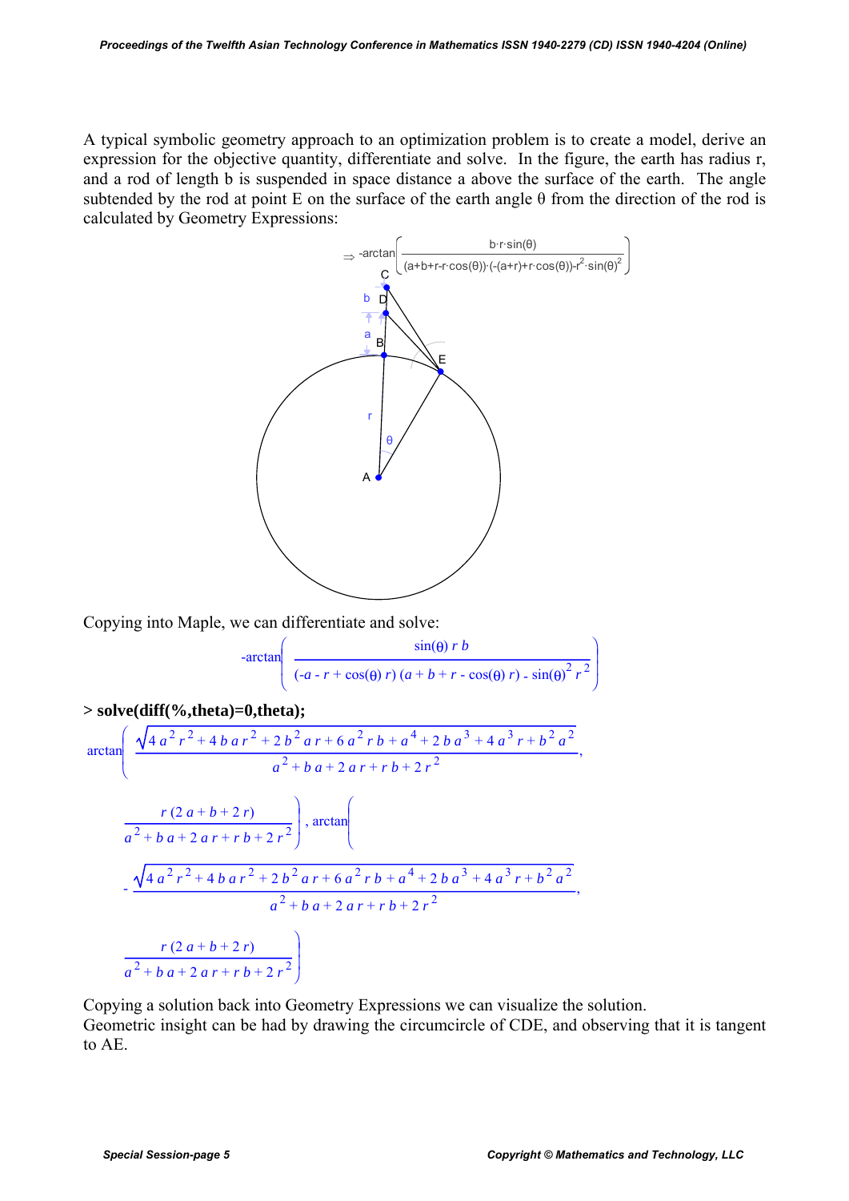A typical symbolic geometry approach to an optimization problem is to create a model, derive an expression for the objective quantity, differentiate and solve. In the figure, the earth has radius r, and a rod of length b is suspended in space distance a above the surface of the earth. The angle subtended by the rod at point E on the surface of the earth angle θ from the direction of the rod is calculated by Geometry Expressions:

$$\Rightarrow -\arctan\left(\frac{b \cdot r \cdot \sin(\theta)}{(a+b+r-r\cdot\cos(\theta))\cdot(-(a+r)+r\cdot\cos(\theta))-r^2\cdot\sin(\theta)^2}\right)$$

C

b D

a

B

E

r

θ

A

Copying into Maple, we can differentiate and solve:

$$-\arctan\left(\frac{\sin(\theta)\, r\, b}{(-a - r + \cos(\theta)\, r)\,(a + b + r - \cos(\theta)\, r) - \sin(\theta)^2\, r^2}\right)$$

**> solve(diff(%,theta)=0,theta);**

$$\arctan\left(\frac{\sqrt{4\,a^2\,r^2+4\,b\,a\,r^2+2\,b^2\,a\,r+6\,a^2\,r\,b+a^4+2\,b\,a^3+4\,a^3\,r+b^2\,a^2}}{a^2+b\,a+2\,a\,r+r\,b+2\,r^2},\right.$$

$$\left.\frac{r\,(2\,a+b+2\,r)}{a^2+b\,a+2\,a\,r+r\,b+2\,r^2}\right),\ \arctan\left(\right.$$

$$-\frac{\sqrt{4\,a^2\,r^2+4\,b\,a\,r^2+2\,b^2\,a\,r+6\,a^2\,r\,b+a^4+2\,b\,a^3+4\,a^3\,r+b^2\,a^2}}{a^2+b\,a+2\,a\,r+r\,b+2\,r^2},$$

$$\left.\frac{r\,(2\,a+b+2\,r)}{a^2+b\,a+2\,a\,r+r\,b+2\,r^2}\right)$$

Copying a solution back into Geometry Expressions we can visualize the solution.
Geometric insight can be had by drawing the circumcircle of CDE, and observing that it is tangent to AE.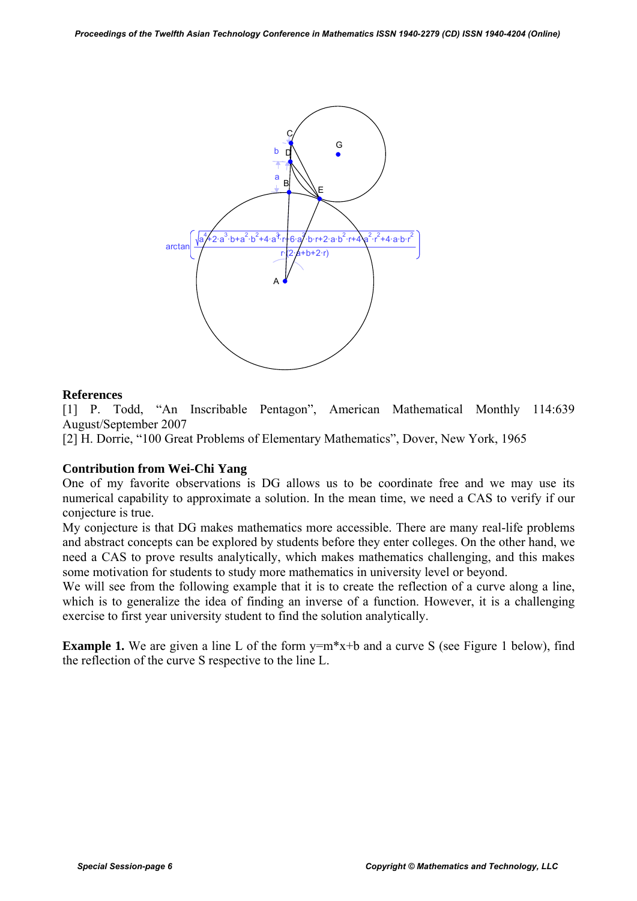C

G

b

D

a

B

E

$$\arctan\left(\frac{\sqrt{a^4+2\cdot a^3\cdot b+a^2\cdot b^2+4\cdot a^3\cdot r+6\cdot a^2\cdot b\cdot r+2\cdot a\cdot b^2\cdot r+4\cdot a^2\cdot r^2+4\cdot a\cdot b\cdot r^2}}{r\cdot(2\cdot a+b+2\cdot r)}\right)$$

A

## References

[1] P. Todd, "An Inscribable Pentagon", American Mathematical Monthly 114:639 August/September 2007

[2] H. Dorrie, "100 Great Problems of Elementary Mathematics", Dover, New York, 1965

## Contribution from Wei-Chi Yang

One of my favorite observations is DG allows us to be coordinate free and we may use its numerical capability to approximate a solution. In the mean time, we need a CAS to verify if our conjecture is true.

My conjecture is that DG makes mathematics more accessible. There are many real-life problems and abstract concepts can be explored by students before they enter colleges. On the other hand, we need a CAS to prove results analytically, which makes mathematics challenging, and this makes some motivation for students to study more mathematics in university level or beyond.

We will see from the following example that it is to create the reflection of a curve along a line, which is to generalize the idea of finding an inverse of a function. However, it is a challenging exercise to first year university student to find the solution analytically.

**Example 1.** We are given a line L of the form y=m*x+b and a curve S (see Figure 1 below), find the reflection of the curve S respective to the line L.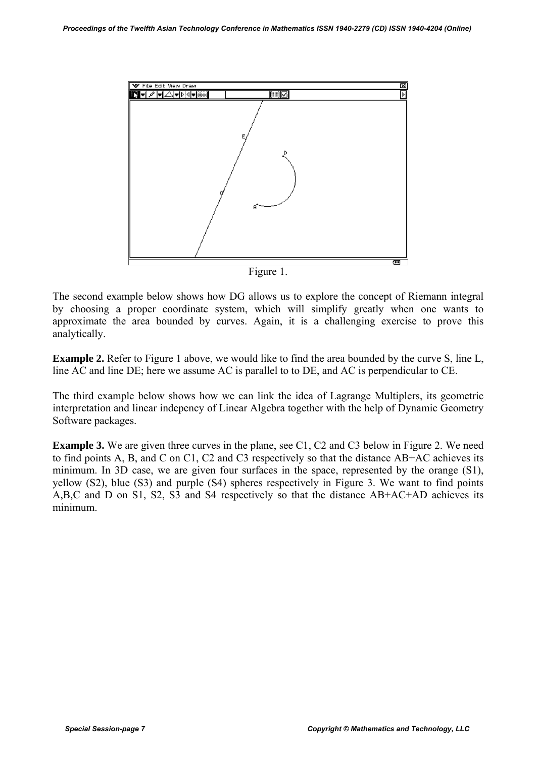Figure 1.

The second example below shows how DG allows us to explore the concept of Riemann integral by choosing a proper coordinate system, which will simplify greatly when one wants to approximate the area bounded by curves. Again, it is a challenging exercise to prove this analytically.

**Example 2.** Refer to Figure 1 above, we would like to find the area bounded by the curve S, line L, line AC and line DE; here we assume AC is parallel to to DE, and AC is perpendicular to CE.

The third example below shows how we can link the idea of Lagrange Multiplers, its geometric interpretation and linear indepency of Linear Algebra together with the help of Dynamic Geometry Software packages.

**Example 3.** We are given three curves in the plane, see C1, C2 and C3 below in Figure 2. We need to find points A, B, and C on C1, C2 and C3 respectively so that the distance AB+AC achieves its minimum. In 3D case, we are given four surfaces in the space, represented by the orange (S1), yellow (S2), blue (S3) and purple (S4) spheres respectively in Figure 3. We want to find points A,B,C and D on S1, S2, S3 and S4 respectively so that the distance AB+AC+AD achieves its minimum.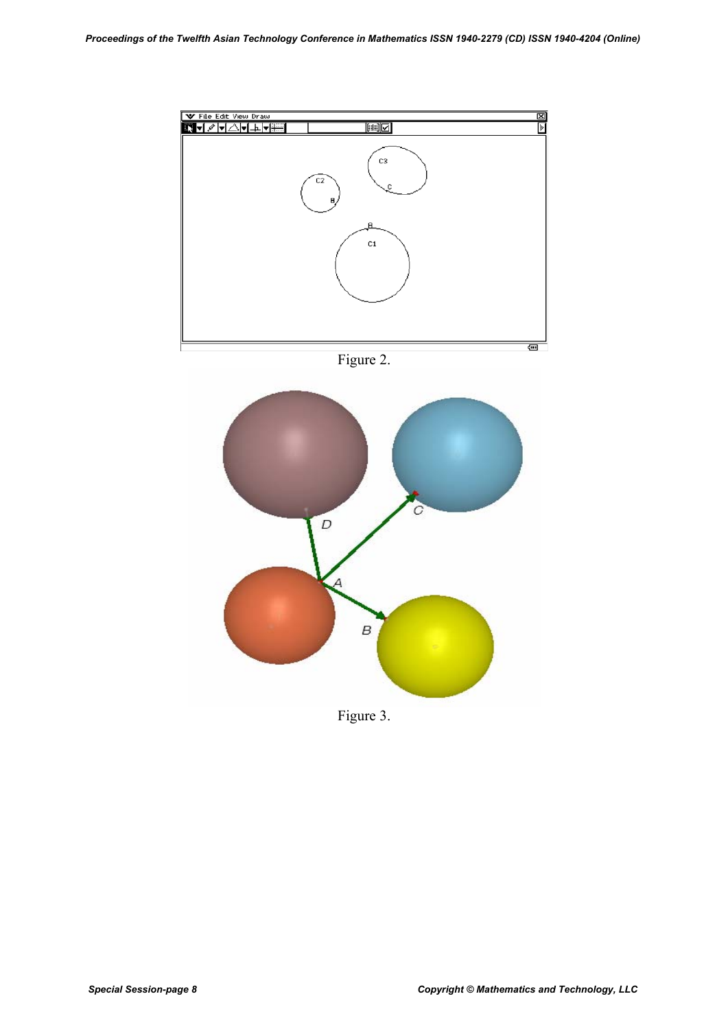Figure 2.

Figure 3.